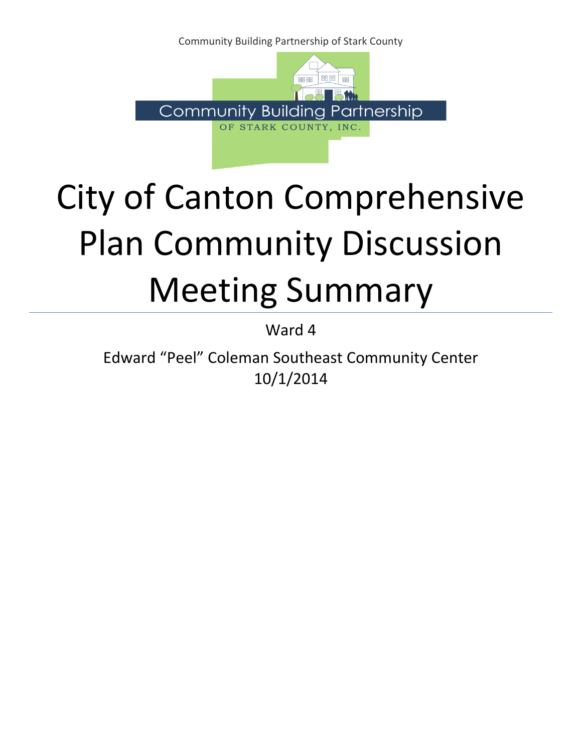Community Building Partnership of Stark County

Community Building Partnership

OF STARK COUNTY, INC.

# City of Canton Comprehensive Plan Community Discussion Meeting Summary

Ward 4

Edward "Peel" Coleman Southeast Community Center
10/1/2014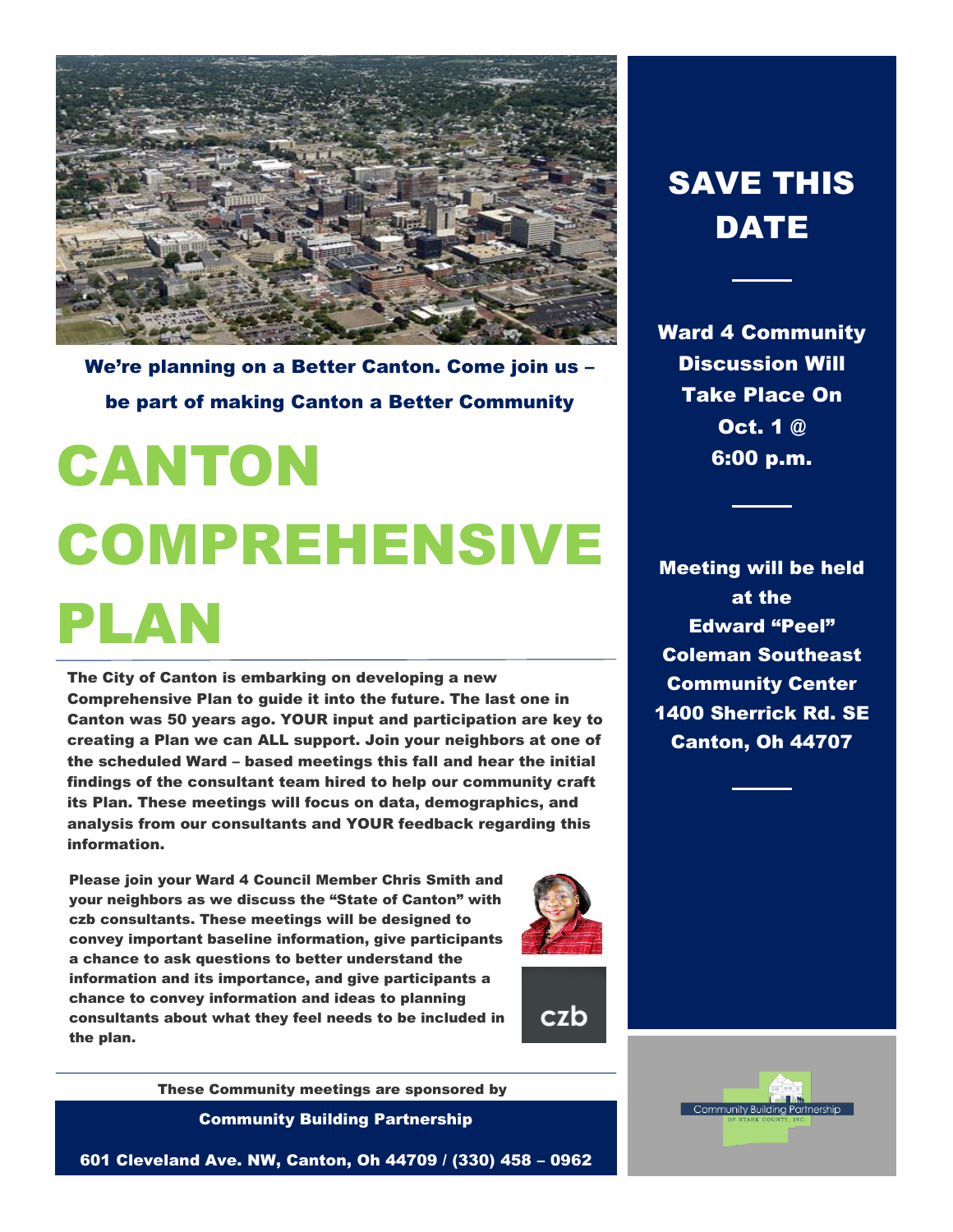**We're planning on a Better Canton. Come join us – be part of making Canton a Better Community**

# CANTON COMPREHENSIVE PLAN

**The City of Canton is embarking on developing a new Comprehensive Plan to guide it into the future. The last one in Canton was 50 years ago. YOUR input and participation are key to creating a Plan we can ALL support. Join your neighbors at one of the scheduled Ward – based meetings this fall and hear the initial findings of the consultant team hired to help our community craft its Plan. These meetings will focus on data, demographics, and analysis from our consultants and YOUR feedback regarding this information.**

**Please join your Ward 4 Council Member Chris Smith and your neighbors as we discuss the "State of Canton" with czb consultants. These meetings will be designed to convey important baseline information, give participants a chance to ask questions to better understand the information and its importance, and give participants a chance to convey information and ideas to planning consultants about what they feel needs to be included in the plan.**

czb

**These Community meetings are sponsored by**

**Community Building Partnership**

**601 Cleveland Ave. NW, Canton, Oh 44709 / (330) 458 – 0962**

## SAVE THIS DATE

**Ward 4 Community Discussion Will Take Place On Oct. 1 @ 6:00 p.m.**

**Meeting will be held at the Edward "Peel" Coleman Southeast Community Center 1400 Sherrick Rd. SE Canton, Oh 44707**

Community Building Partnership OF STARK COUNTY, INC.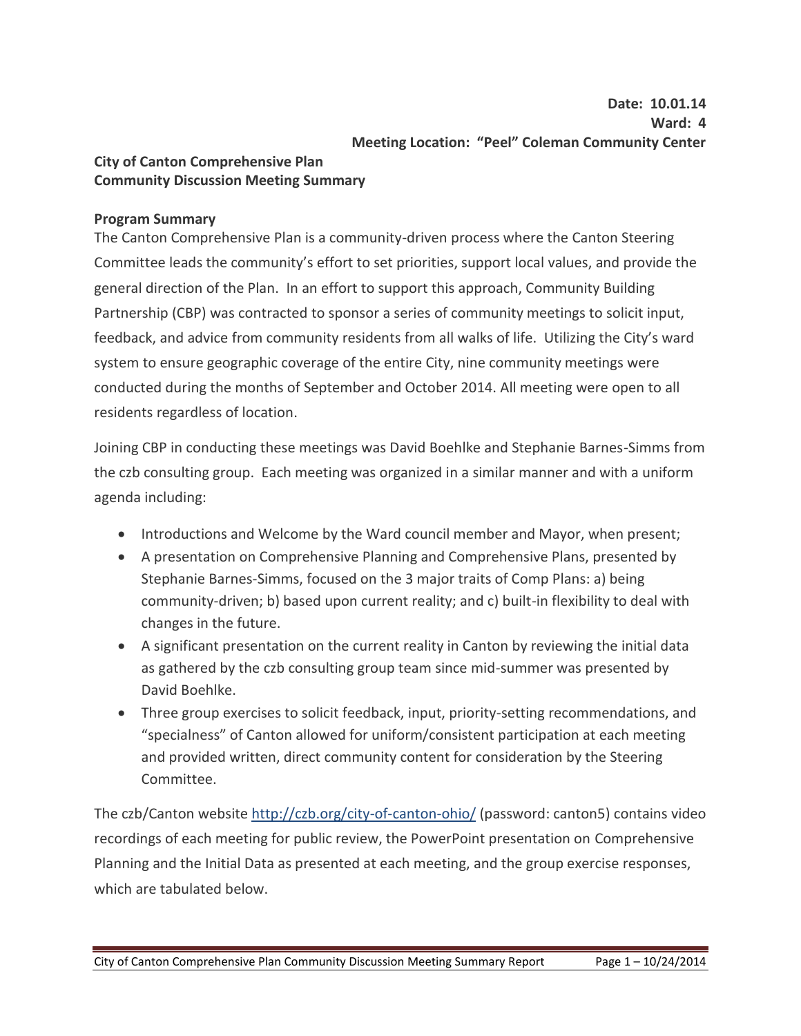**Date: 10.01.14**
**Ward: 4**
**Meeting Location: "Peel" Coleman Community Center**

**City of Canton Comprehensive Plan**
**Community Discussion Meeting Summary**

**Program Summary**

The Canton Comprehensive Plan is a community-driven process where the Canton Steering Committee leads the community's effort to set priorities, support local values, and provide the general direction of the Plan. In an effort to support this approach, Community Building Partnership (CBP) was contracted to sponsor a series of community meetings to solicit input, feedback, and advice from community residents from all walks of life. Utilizing the City's ward system to ensure geographic coverage of the entire City, nine community meetings were conducted during the months of September and October 2014. All meeting were open to all residents regardless of location.

Joining CBP in conducting these meetings was David Boehlke and Stephanie Barnes-Simms from the czb consulting group. Each meeting was organized in a similar manner and with a uniform agenda including:

- Introductions and Welcome by the Ward council member and Mayor, when present;
- A presentation on Comprehensive Planning and Comprehensive Plans, presented by Stephanie Barnes-Simms, focused on the 3 major traits of Comp Plans: a) being community-driven; b) based upon current reality; and c) built-in flexibility to deal with changes in the future.
- A significant presentation on the current reality in Canton by reviewing the initial data as gathered by the czb consulting group team since mid-summer was presented by David Boehlke.
- Three group exercises to solicit feedback, input, priority-setting recommendations, and "specialness" of Canton allowed for uniform/consistent participation at each meeting and provided written, direct community content for consideration by the Steering Committee.

The czb/Canton website http://czb.org/city-of-canton-ohio/ (password: canton5) contains video recordings of each meeting for public review, the PowerPoint presentation on Comprehensive Planning and the Initial Data as presented at each meeting, and the group exercise responses, which are tabulated below.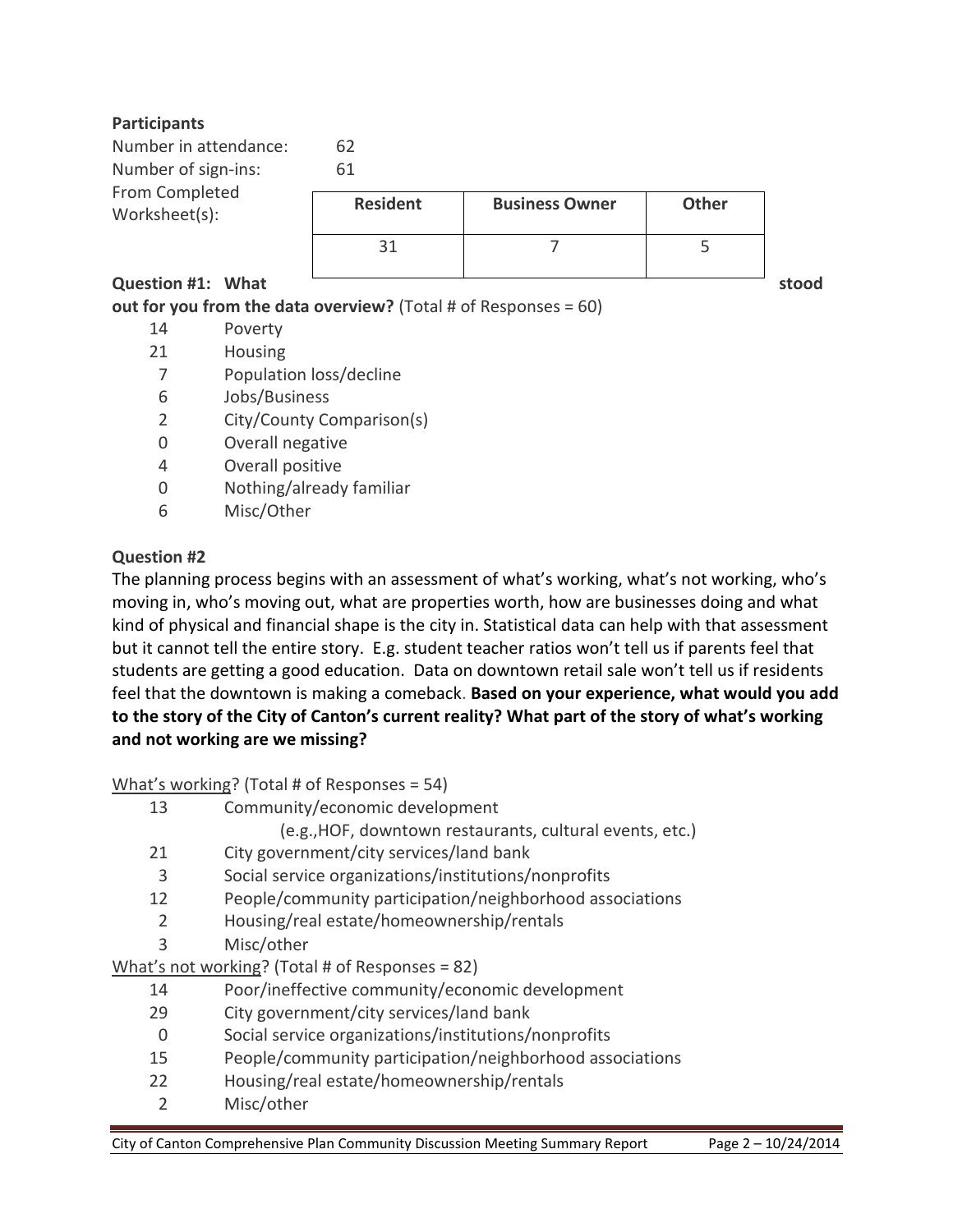**Participants**

Number in attendance: 62

Number of sign-ins: 61

From Completed Worksheet(s):

| Resident | Business Owner | Other |
|---|---|---|
| 31 | 7 | 5 |

**Question #1: What stood out for you from the data overview?** (Total # of Responses = 60)

- 14 Poverty
- 21 Housing
- 7 Population loss/decline
- 6 Jobs/Business
- 2 City/County Comparison(s)
- 0 Overall negative
- 4 Overall positive
- 0 Nothing/already familiar
- 6 Misc/Other

**Question #2**

The planning process begins with an assessment of what's working, what's not working, who's moving in, who's moving out, what are properties worth, how are businesses doing and what kind of physical and financial shape is the city in. Statistical data can help with that assessment but it cannot tell the entire story. E.g. student teacher ratios won't tell us if parents feel that students are getting a good education. Data on downtown retail sale won't tell us if residents feel that the downtown is making a comeback. **Based on your experience, what would you add to the story of the City of Canton's current reality? What part of the story of what's working and not working are we missing?**

<u>What's working</u>? (Total # of Responses = 54)

- 13 Community/economic development
  (e.g.,HOF, downtown restaurants, cultural events, etc.)
- 21 City government/city services/land bank
- 3 Social service organizations/institutions/nonprofits
- 12 People/community participation/neighborhood associations
- 2 Housing/real estate/homeownership/rentals
- 3 Misc/other

<u>What's not working</u>? (Total # of Responses = 82)

- 14 Poor/ineffective community/economic development
- 29 City government/city services/land bank
- 0 Social service organizations/institutions/nonprofits
- 15 People/community participation/neighborhood associations
- 22 Housing/real estate/homeownership/rentals
- 2 Misc/other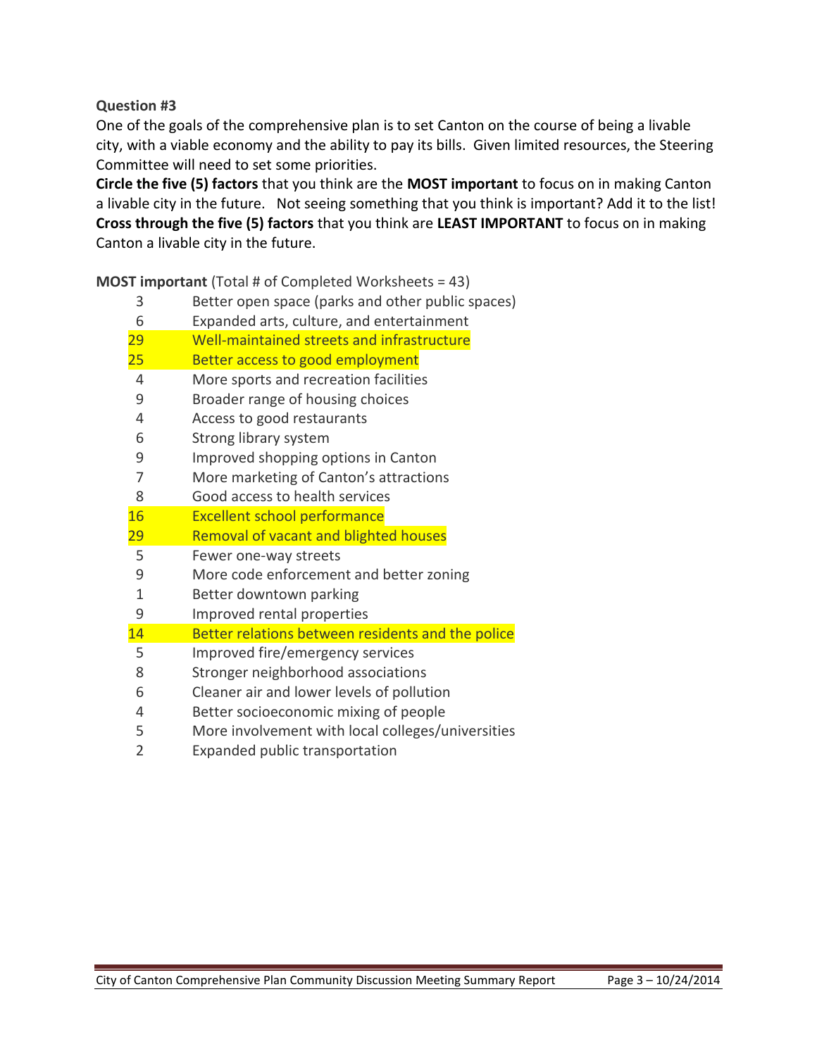**Question #3**

One of the goals of the comprehensive plan is to set Canton on the course of being a livable city, with a viable economy and the ability to pay its bills. Given limited resources, the Steering Committee will need to set some priorities.

**Circle the five (5) factors** that you think are the **MOST important** to focus on in making Canton a livable city in the future. Not seeing something that you think is important? Add it to the list! **Cross through the five (5) factors** that you think are **LEAST IMPORTANT** to focus on in making Canton a livable city in the future.

**MOST important** (Total # of Completed Worksheets = 43)

| # | Factor |
|---|---|
| 3 | Better open space (parks and other public spaces) |
| 6 | Expanded arts, culture, and entertainment |
| 29 | Well-maintained streets and infrastructure |
| 25 | Better access to good employment |
| 4 | More sports and recreation facilities |
| 9 | Broader range of housing choices |
| 4 | Access to good restaurants |
| 6 | Strong library system |
| 9 | Improved shopping options in Canton |
| 7 | More marketing of Canton's attractions |
| 8 | Good access to health services |
| 16 | Excellent school performance |
| 29 | Removal of vacant and blighted houses |
| 5 | Fewer one-way streets |
| 9 | More code enforcement and better zoning |
| 1 | Better downtown parking |
| 9 | Improved rental properties |
| 14 | Better relations between residents and the police |
| 5 | Improved fire/emergency services |
| 8 | Stronger neighborhood associations |
| 6 | Cleaner air and lower levels of pollution |
| 4 | Better socioeconomic mixing of people |
| 5 | More involvement with local colleges/universities |
| 2 | Expanded public transportation |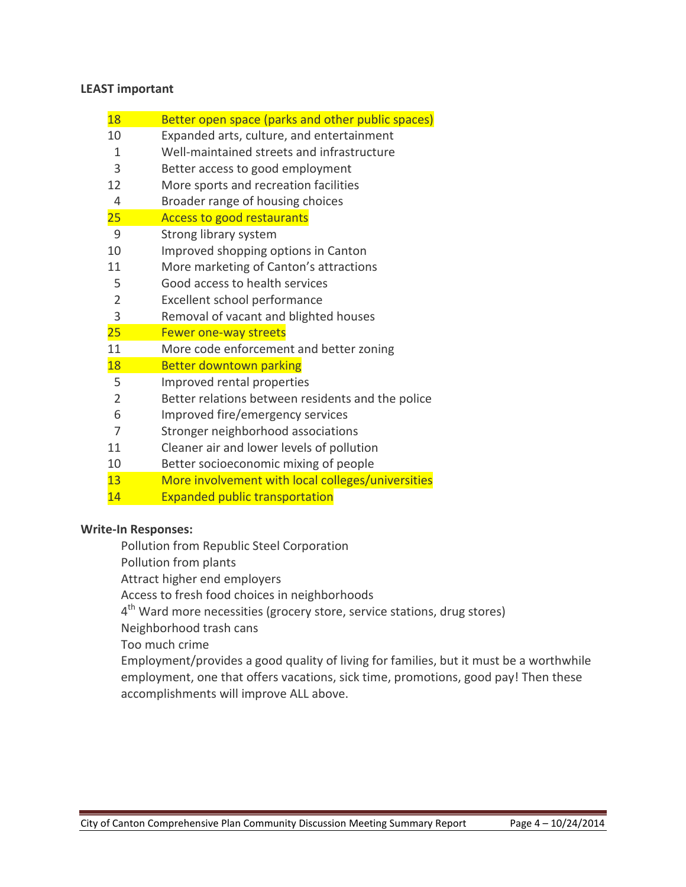**LEAST important**

| | |
|---|---|
| 18 | Better open space (parks and other public spaces) |
| 10 | Expanded arts, culture, and entertainment |
| 1 | Well-maintained streets and infrastructure |
| 3 | Better access to good employment |
| 12 | More sports and recreation facilities |
| 4 | Broader range of housing choices |
| 25 | Access to good restaurants |
| 9 | Strong library system |
| 10 | Improved shopping options in Canton |
| 11 | More marketing of Canton's attractions |
| 5 | Good access to health services |
| 2 | Excellent school performance |
| 3 | Removal of vacant and blighted houses |
| 25 | Fewer one-way streets |
| 11 | More code enforcement and better zoning |
| 18 | Better downtown parking |
| 5 | Improved rental properties |
| 2 | Better relations between residents and the police |
| 6 | Improved fire/emergency services |
| 7 | Stronger neighborhood associations |
| 11 | Cleaner air and lower levels of pollution |
| 10 | Better socioeconomic mixing of people |
| 13 | More involvement with local colleges/universities |
| 14 | Expanded public transportation |

**Write-In Responses:**

- Pollution from Republic Steel Corporation
- Pollution from plants
- Attract higher end employers
- Access to fresh food choices in neighborhoods
- 4th Ward more necessities (grocery store, service stations, drug stores)
- Neighborhood trash cans
- Too much crime
- Employment/provides a good quality of living for families, but it must be a worthwhile employment, one that offers vacations, sick time, promotions, good pay! Then these accomplishments will improve ALL above.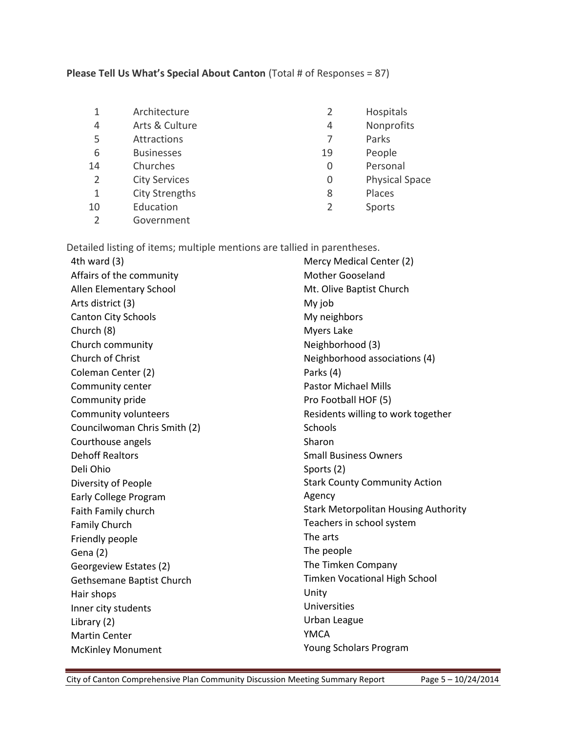**Please Tell Us What's Special About Canton** (Total # of Responses = 87)

| Count | Category | Count | Category |
|---|---|---|---|
| 1 | Architecture | 2 | Hospitals |
| 4 | Arts & Culture | 4 | Nonprofits |
| 5 | Attractions | 7 | Parks |
| 6 | Businesses | 19 | People |
| 14 | Churches | 0 | Personal |
| 2 | City Services | 0 | Physical Space |
| 1 | City Strengths | 8 | Places |
| 10 | Education | 2 | Sports |
| 2 | Government | | |

Detailed listing of items; multiple mentions are tallied in parentheses.

- 4th ward (3)
- Affairs of the community
- Allen Elementary School
- Arts district (3)
- Canton City Schools
- Church (8)
- Church community
- Church of Christ
- Coleman Center (2)
- Community center
- Community pride
- Community volunteers
- Councilwoman Chris Smith (2)
- Courthouse angels
- Dehoff Realtors
- Deli Ohio
- Diversity of People
- Early College Program
- Faith Family church
- Family Church
- Friendly people
- Gena (2)
- Georgeview Estates (2)
- Gethsemane Baptist Church
- Hair shops
- Inner city students
- Library (2)
- Martin Center
- McKinley Monument
- Mercy Medical Center (2)
- Mother Gooseland
- Mt. Olive Baptist Church
- My job
- My neighbors
- Myers Lake
- Neighborhood (3)
- Neighborhood associations (4)
- Parks (4)
- Pastor Michael Mills
- Pro Football HOF (5)
- Residents willing to work together
- Schools
- Sharon
- Small Business Owners
- Sports (2)
- Stark County Community Action Agency
- Stark Metorpolitan Housing Authority
- Teachers in school system
- The arts
- The people
- The Timken Company
- Timken Vocational High School
- Unity
- Universities
- Urban League
- YMCA
- Young Scholars Program